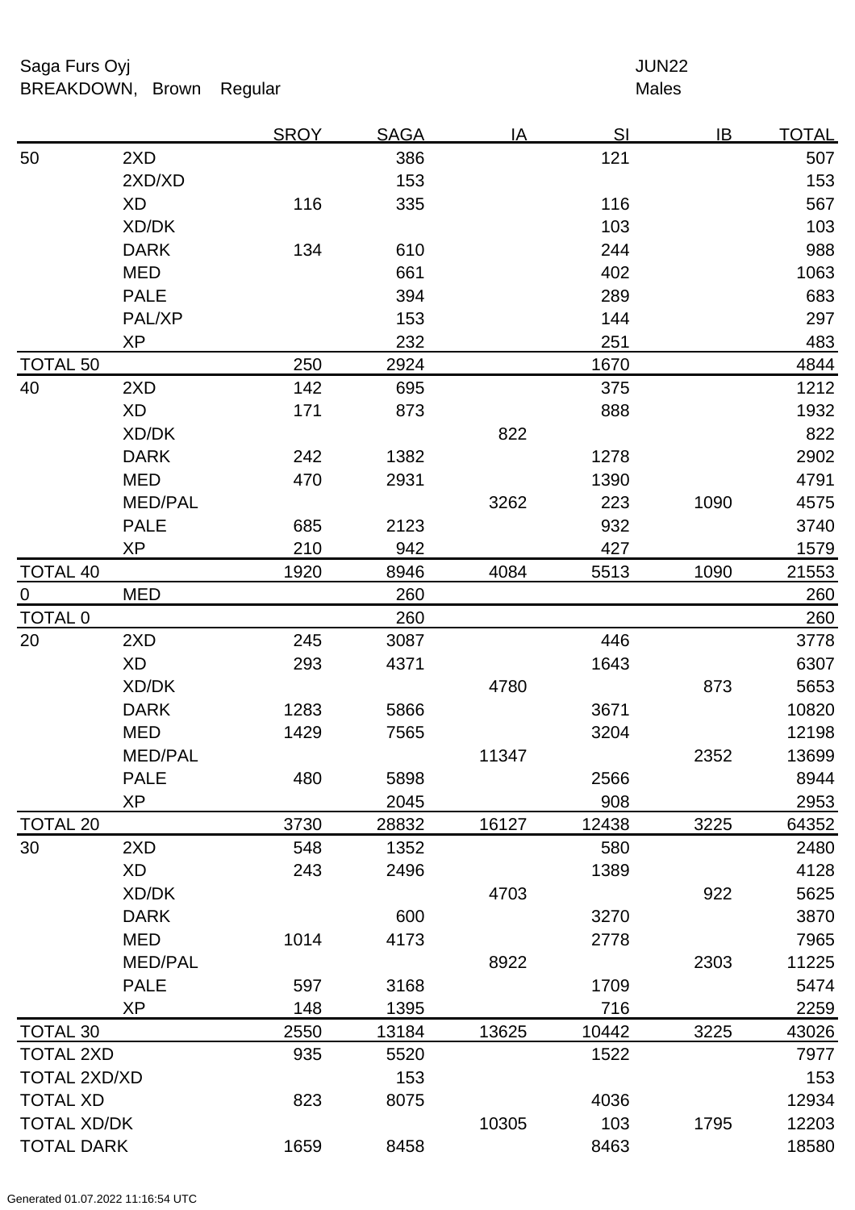Saga Furs Oyj

BREAKDOWN, Brown Regular

JUN22

Males

| | | SROY | SAGA | IA | SI | IB | TOTAL |
|---|---|---|---|---|---|---|---|
| 50 | 2XD | | 386 | | 121 | | 507 |
| | 2XD/XD | | 153 | | | | 153 |
| | XD | 116 | 335 | | 116 | | 567 |
| | XD/DK | | | | 103 | | 103 |
| | DARK | 134 | 610 | | 244 | | 988 |
| | MED | | 661 | | 402 | | 1063 |
| | PALE | | 394 | | 289 | | 683 |
| | PAL/XP | | 153 | | 144 | | 297 |
| | XP | | 232 | | 251 | | 483 |
| TOTAL 50 | | 250 | 2924 | | 1670 | | 4844 |
| 40 | 2XD | 142 | 695 | | 375 | | 1212 |
| | XD | 171 | 873 | | 888 | | 1932 |
| | XD/DK | | | 822 | | | 822 |
| | DARK | 242 | 1382 | | 1278 | | 2902 |
| | MED | 470 | 2931 | | 1390 | | 4791 |
| | MED/PAL | | | 3262 | 223 | 1090 | 4575 |
| | PALE | 685 | 2123 | | 932 | | 3740 |
| | XP | 210 | 942 | | 427 | | 1579 |
| TOTAL 40 | | 1920 | 8946 | 4084 | 5513 | 1090 | 21553 |
| 0 | MED | | 260 | | | | 260 |
| TOTAL 0 | | | 260 | | | | 260 |
| 20 | 2XD | 245 | 3087 | | 446 | | 3778 |
| | XD | 293 | 4371 | | 1643 | | 6307 |
| | XD/DK | | | 4780 | | 873 | 5653 |
| | DARK | 1283 | 5866 | | 3671 | | 10820 |
| | MED | 1429 | 7565 | | 3204 | | 12198 |
| | MED/PAL | | | 11347 | | 2352 | 13699 |
| | PALE | 480 | 5898 | | 2566 | | 8944 |
| | XP | | 2045 | | 908 | | 2953 |
| TOTAL 20 | | 3730 | 28832 | 16127 | 12438 | 3225 | 64352 |
| 30 | 2XD | 548 | 1352 | | 580 | | 2480 |
| | XD | 243 | 2496 | | 1389 | | 4128 |
| | XD/DK | | | 4703 | | 922 | 5625 |
| | DARK | | 600 | | 3270 | | 3870 |
| | MED | 1014 | 4173 | | 2778 | | 7965 |
| | MED/PAL | | | 8922 | | 2303 | 11225 |
| | PALE | 597 | 3168 | | 1709 | | 5474 |
| | XP | 148 | 1395 | | 716 | | 2259 |
| TOTAL 30 | | 2550 | 13184 | 13625 | 10442 | 3225 | 43026 |
| TOTAL 2XD | | 935 | 5520 | | 1522 | | 7977 |
| TOTAL 2XD/XD | | | 153 | | | | 153 |
| TOTAL XD | | 823 | 8075 | | 4036 | | 12934 |
| TOTAL XD/DK | | | | 10305 | 103 | 1795 | 12203 |
| TOTAL DARK | | 1659 | 8458 | | 8463 | | 18580 |

Generated 01.07.2022 11:16:54 UTC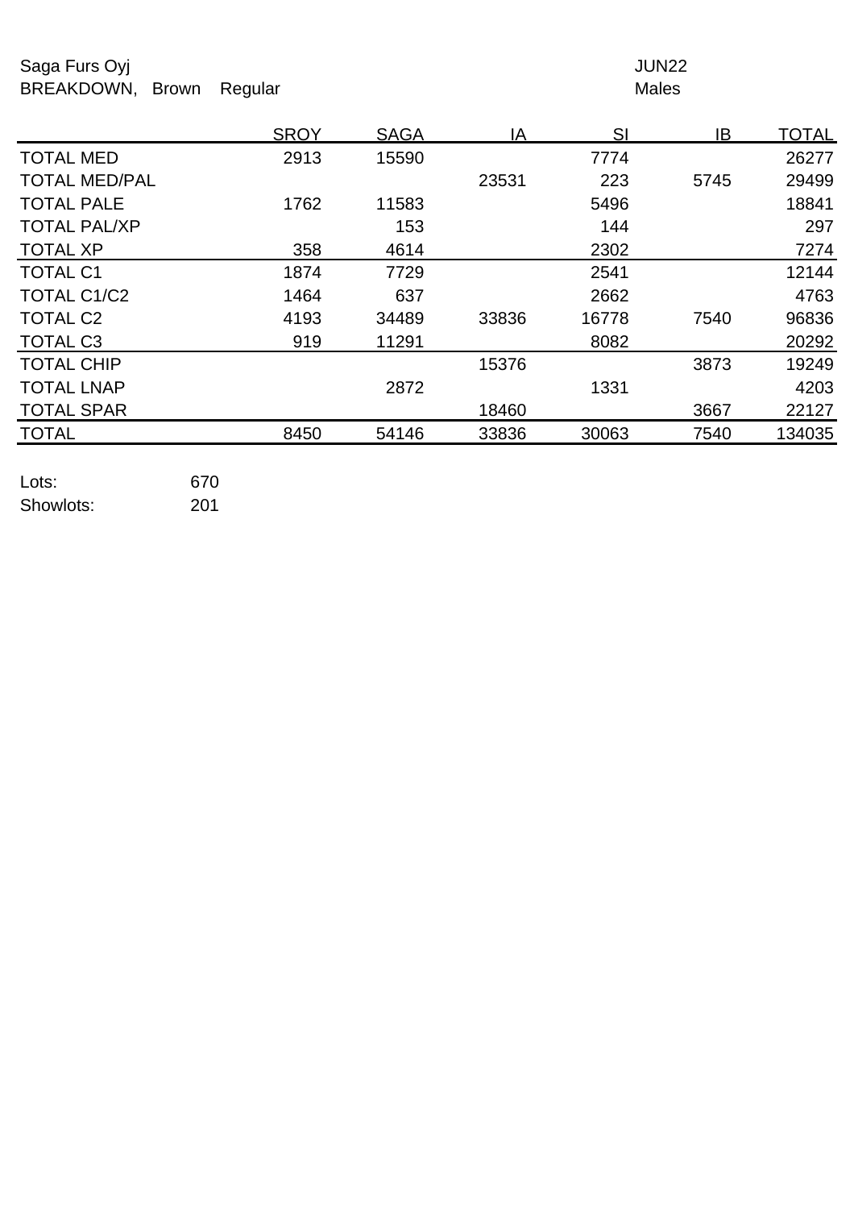Saga Furs Oyj

BREAKDOWN, Brown Regular

JUN22

Males

| | SROY | SAGA | IA | SI | IB | TOTAL |
|---|---|---|---|---|---|---|
| TOTAL MED | 2913 | 15590 | | 7774 | | 26277 |
| TOTAL MED/PAL | | | 23531 | 223 | 5745 | 29499 |
| TOTAL PALE | 1762 | 11583 | | 5496 | | 18841 |
| TOTAL PAL/XP | | 153 | | 144 | | 297 |
| TOTAL XP | 358 | 4614 | | 2302 | | 7274 |
| TOTAL C1 | 1874 | 7729 | | 2541 | | 12144 |
| TOTAL C1/C2 | 1464 | 637 | | 2662 | | 4763 |
| TOTAL C2 | 4193 | 34489 | 33836 | 16778 | 7540 | 96836 |
| TOTAL C3 | 919 | 11291 | | 8082 | | 20292 |
| TOTAL CHIP | | | 15376 | | 3873 | 19249 |
| TOTAL LNAP | | 2872 | | 1331 | | 4203 |
| TOTAL SPAR | | | 18460 | | 3667 | 22127 |
| TOTAL | 8450 | 54146 | 33836 | 30063 | 7540 | 134035 |

Lots: 670

Showlots: 201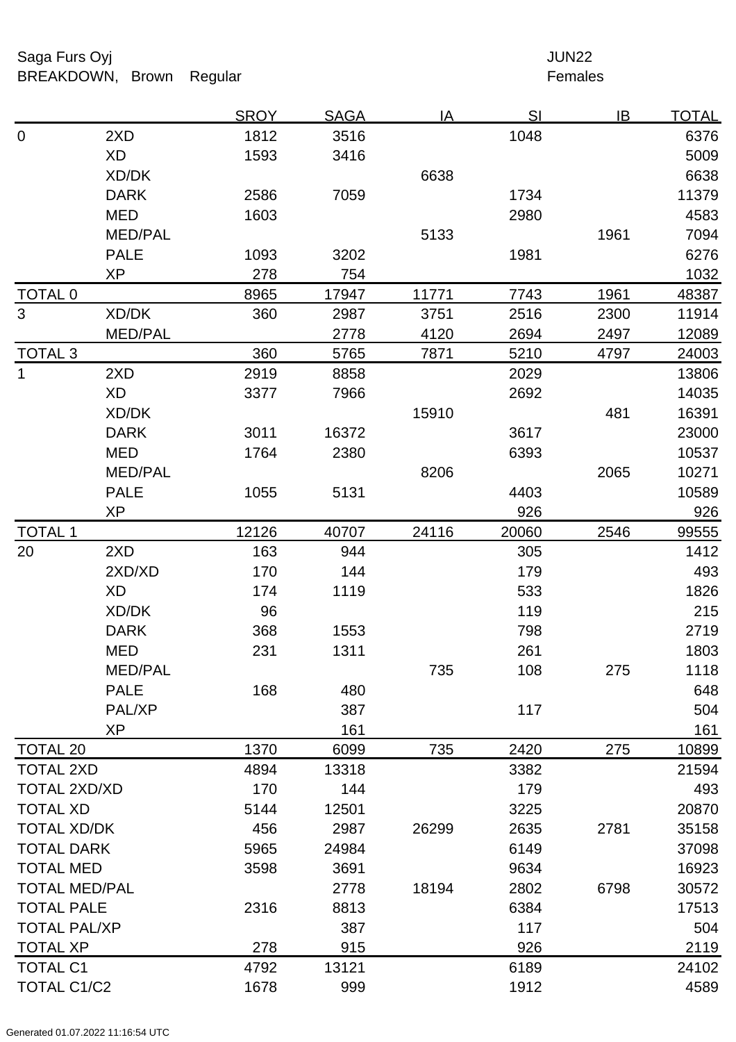Saga Furs Oyj  
BREAKDOWN, Brown Regular

JUN22  
Females

| | | SROY | SAGA | IA | SI | IB | TOTAL |
|---|---|---|---|---|---|---|---|
| 0 | 2XD | 1812 | 3516 | | 1048 | | 6376 |
| | XD | 1593 | 3416 | | | | 5009 |
| | XD/DK | | | 6638 | | | 6638 |
| | DARK | 2586 | 7059 | | 1734 | | 11379 |
| | MED | 1603 | | | 2980 | | 4583 |
| | MED/PAL | | | 5133 | | 1961 | 7094 |
| | PALE | 1093 | 3202 | | 1981 | | 6276 |
| | XP | 278 | 754 | | | | 1032 |
| TOTAL 0 | | 8965 | 17947 | 11771 | 7743 | 1961 | 48387 |
| 3 | XD/DK | 360 | 2987 | 3751 | 2516 | 2300 | 11914 |
| | MED/PAL | | 2778 | 4120 | 2694 | 2497 | 12089 |
| TOTAL 3 | | 360 | 5765 | 7871 | 5210 | 4797 | 24003 |
| 1 | 2XD | 2919 | 8858 | | 2029 | | 13806 |
| | XD | 3377 | 7966 | | 2692 | | 14035 |
| | XD/DK | | | 15910 | | 481 | 16391 |
| | DARK | 3011 | 16372 | | 3617 | | 23000 |
| | MED | 1764 | 2380 | | 6393 | | 10537 |
| | MED/PAL | | | 8206 | | 2065 | 10271 |
| | PALE | 1055 | 5131 | | 4403 | | 10589 |
| | XP | | | | 926 | | 926 |
| TOTAL 1 | | 12126 | 40707 | 24116 | 20060 | 2546 | 99555 |
| 20 | 2XD | 163 | 944 | | 305 | | 1412 |
| | 2XD/XD | 170 | 144 | | 179 | | 493 |
| | XD | 174 | 1119 | | 533 | | 1826 |
| | XD/DK | 96 | | | 119 | | 215 |
| | DARK | 368 | 1553 | | 798 | | 2719 |
| | MED | 231 | 1311 | | 261 | | 1803 |
| | MED/PAL | | | 735 | 108 | 275 | 1118 |
| | PALE | 168 | 480 | | | | 648 |
| | PAL/XP | | 387 | | 117 | | 504 |
| | XP | | 161 | | | | 161 |
| TOTAL 20 | | 1370 | 6099 | 735 | 2420 | 275 | 10899 |
| TOTAL 2XD | | 4894 | 13318 | | 3382 | | 21594 |
| TOTAL 2XD/XD | | 170 | 144 | | 179 | | 493 |
| TOTAL XD | | 5144 | 12501 | | 3225 | | 20870 |
| TOTAL XD/DK | | 456 | 2987 | 26299 | 2635 | 2781 | 35158 |
| TOTAL DARK | | 5965 | 24984 | | 6149 | | 37098 |
| TOTAL MED | | 3598 | 3691 | | 9634 | | 16923 |
| TOTAL MED/PAL | | | 2778 | 18194 | 2802 | 6798 | 30572 |
| TOTAL PALE | | 2316 | 8813 | | 6384 | | 17513 |
| TOTAL PAL/XP | | | 387 | | 117 | | 504 |
| TOTAL XP | | 278 | 915 | | 926 | | 2119 |
| TOTAL C1 | | 4792 | 13121 | | 6189 | | 24102 |
| TOTAL C1/C2 | | 1678 | 999 | | 1912 | | 4589 |

Generated 01.07.2022 11:16:54 UTC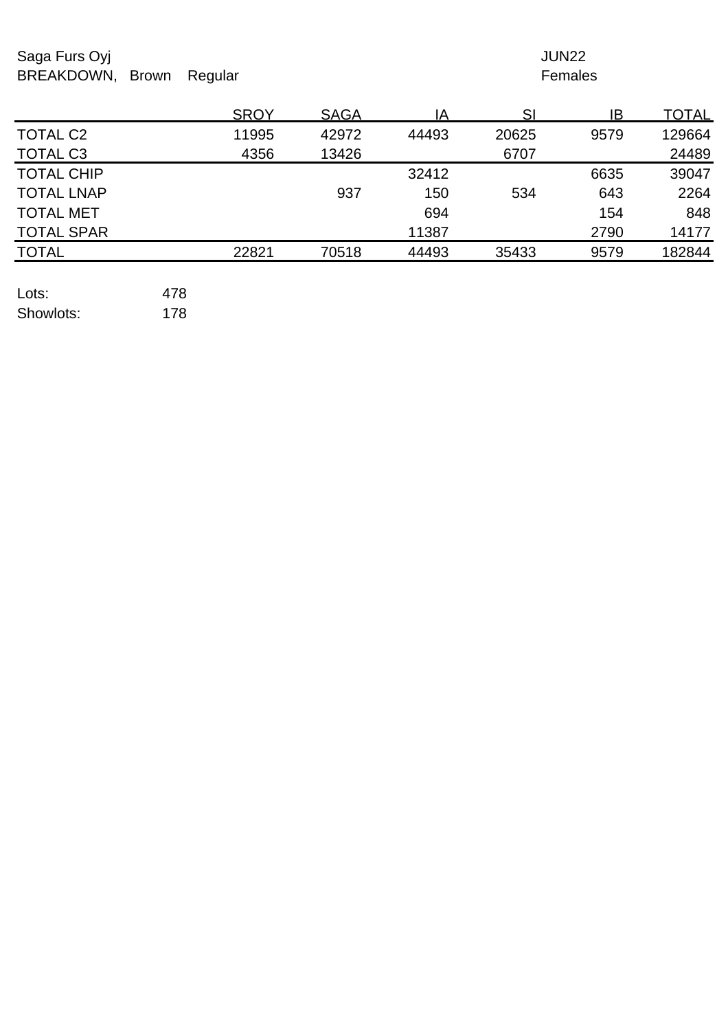Saga Furs Oyj JUN22

BREAKDOWN, Brown Regular Females

| | SROY | SAGA | IA | SI | IB | TOTAL |
|---|---|---|---|---|---|---|
| TOTAL C2 | 11995 | 42972 | 44493 | 20625 | 9579 | 129664 |
| TOTAL C3 | 4356 | 13426 | | 6707 | | 24489 |
| TOTAL CHIP | | | 32412 | | 6635 | 39047 |
| TOTAL LNAP | | 937 | 150 | 534 | 643 | 2264 |
| TOTAL MET | | | 694 | | 154 | 848 |
| TOTAL SPAR | | | 11387 | | 2790 | 14177 |
| TOTAL | 22821 | 70518 | 44493 | 35433 | 9579 | 182844 |

Lots: 478

Showlots: 178